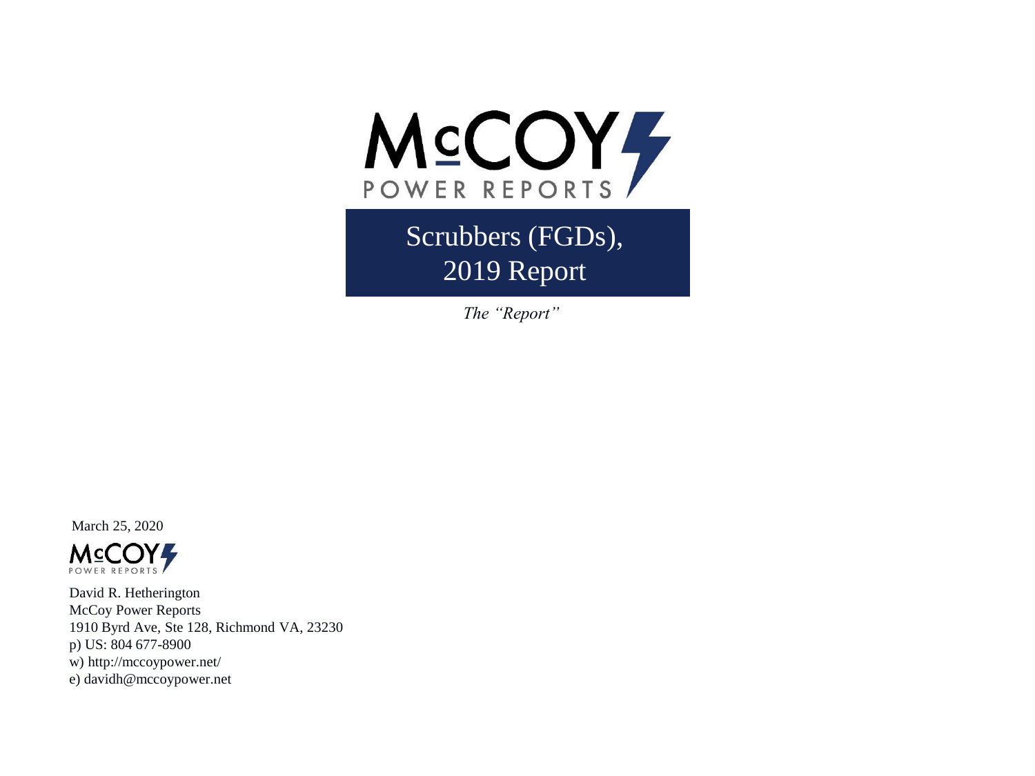McCOY POWER REPORTS

# Scrubbers (FGDs), 2019 Report

*The "Report"*

March 25, 2020

McCOY POWER REPORTS

David R. Hetherington
McCoy Power Reports
1910 Byrd Ave, Ste 128, Richmond VA, 23230
p) US: 804 677-8900
w) http://mccoypower.net/
e) davidh@mccoypower.net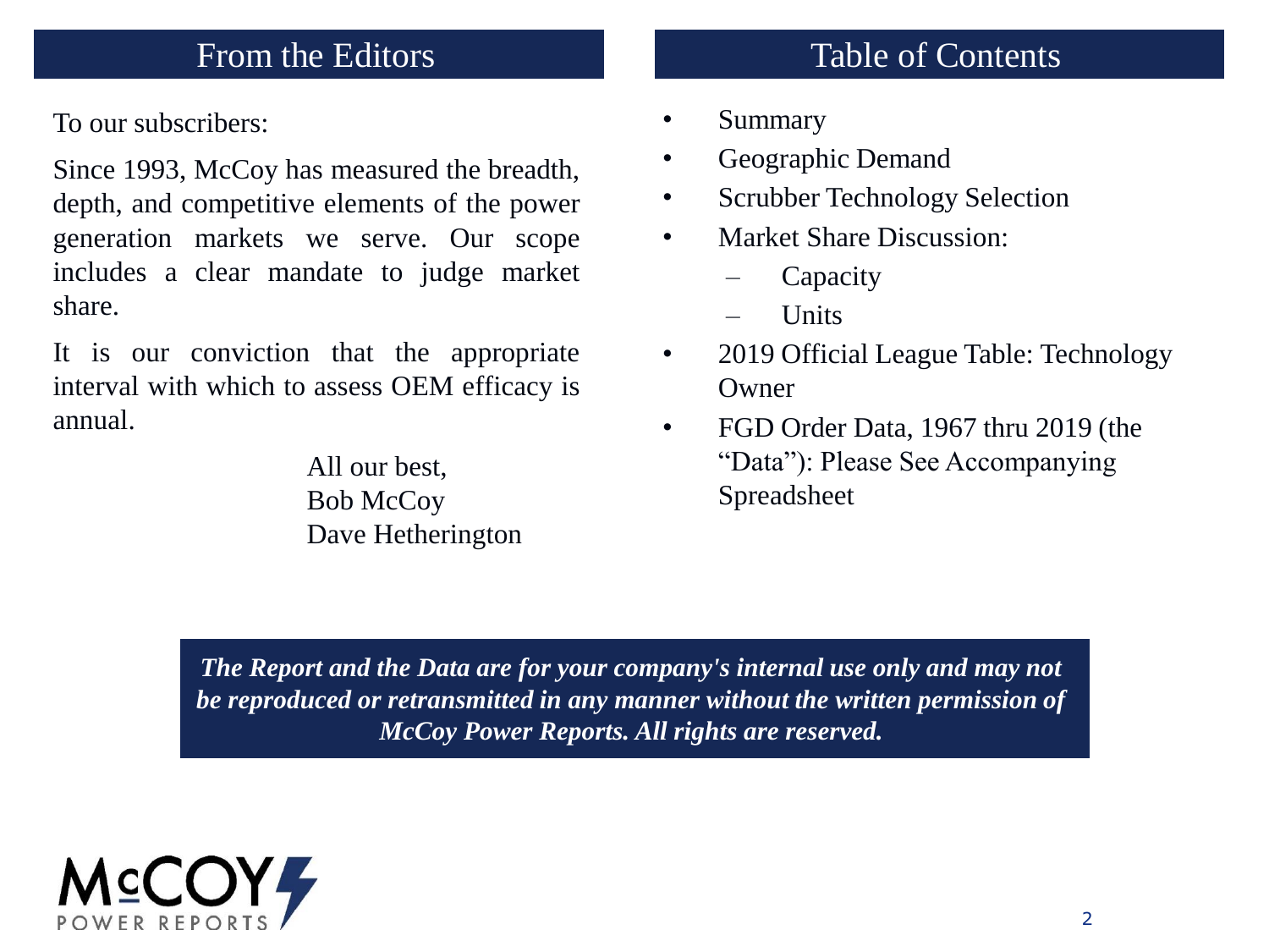## From the Editors

To our subscribers:

Since 1993, McCoy has measured the breadth, depth, and competitive elements of the power generation markets we serve. Our scope includes a clear mandate to judge market share.

It is our conviction that the appropriate interval with which to assess OEM efficacy is annual.

All our best,
Bob McCoy
Dave Hetherington

## Table of Contents

- Summary
- Geographic Demand
- Scrubber Technology Selection
- Market Share Discussion:
  - Capacity
  - Units
- 2019 Official League Table: Technology Owner
- FGD Order Data, 1967 thru 2019 (the "Data"): Please See Accompanying Spreadsheet

***The Report and the Data are for your company's internal use only and may not be reproduced or retransmitted in any manner without the written permission of McCoy Power Reports. All rights are reserved.***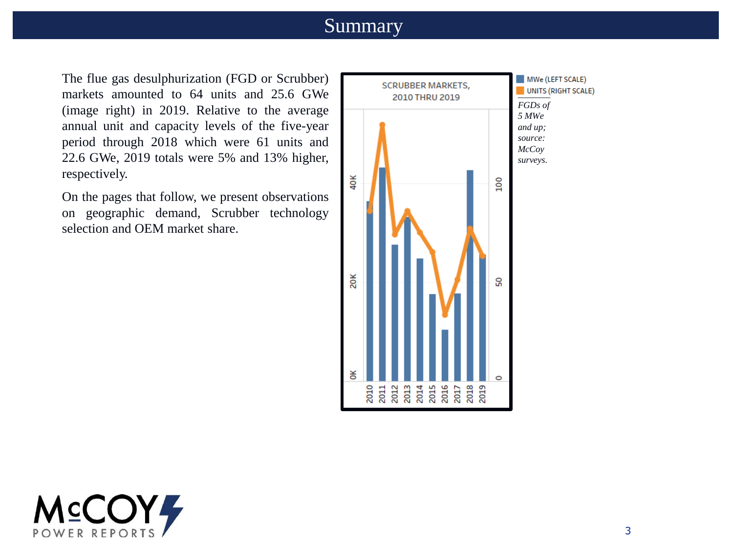# Summary

The flue gas desulphurization (FGD or Scrubber) markets amounted to 64 units and 25.6 GWe (image right) in 2019. Relative to the average annual unit and capacity levels of the five-year period through 2018 which were 61 units and 22.6 GWe, 2019 totals were 5% and 13% higher, respectively.

On the pages that follow, we present observations on geographic demand, Scrubber technology selection and OEM market share.

SCRUBBER MARKETS, 2010 THRU 2019

MWe (LEFT SCALE)
UNITS (RIGHT SCALE)

*FGDs of 5 MWe and up; source: McCoy surveys.*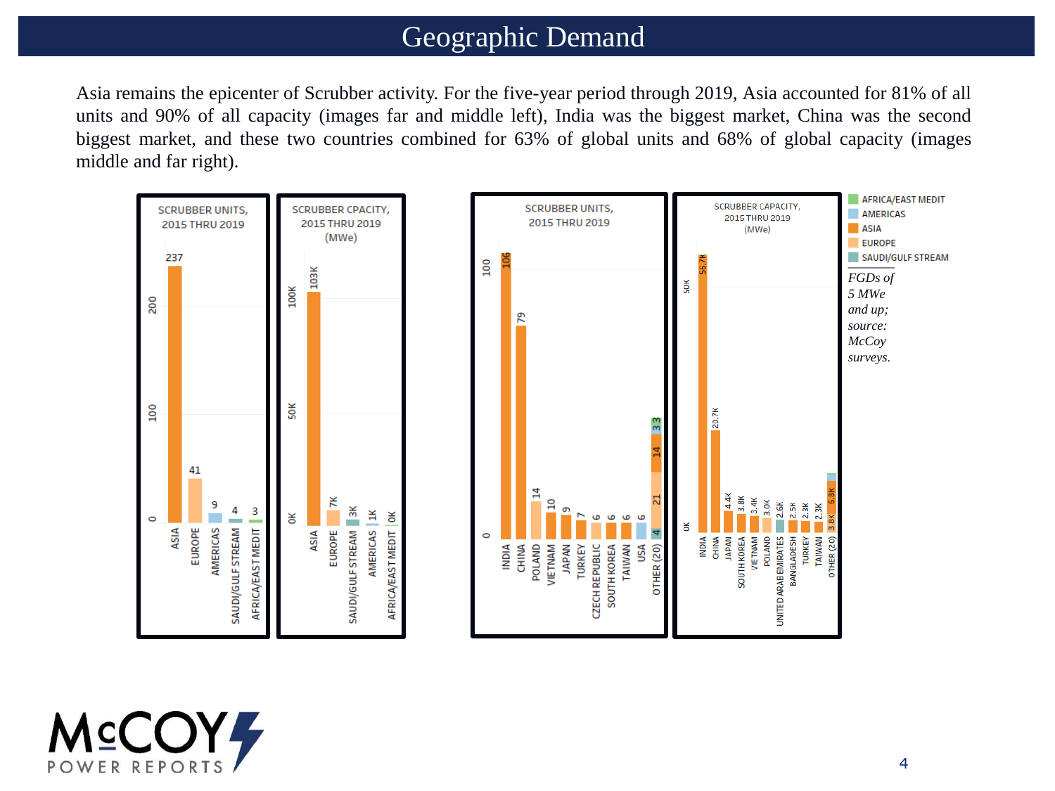# Geographic Demand

Asia remains the epicenter of Scrubber activity. For the five-year period through 2019, Asia accounted for 81% of all units and 90% of all capacity (images far and middle left), India was the biggest market, China was the second biggest market, and these two countries combined for 63% of global units and 68% of global capacity (images middle and far right).

**SCRUBBER UNITS, 2015 THRU 2019**

| Region | Units |
|---|---|
| ASIA | 237 |
| EUROPE | 41 |
| AMERICAS | 9 |
| SAUDI/GULF STREAM | 4 |
| AFRICA/EAST MEDIT | 3 |

**SCRUBBER CPACITY, 2015 THRU 2019 (MWe)**

| Region | Capacity |
|---|---|
| ASIA | 103K |
| EUROPE | 7K |
| SAUDI/GULF STREAM | 3K |
| AMERICAS | 1K |
| AFRICA/EAST MEDIT | 0K |

**SCRUBBER UNITS, 2015 THRU 2019**

| Country | Units |
|---|---|
| INDIA | 106 |
| CHINA | 79 |
| POLAND | 14 |
| VIETNAM | 10 |
| JAPAN | 9 |
| TURKEY | 7 |
| CZECH REPUBLIC | 6 |
| SOUTH KOREA | 6 |
| TAIWAN | 6 |
| USA | 6 |
| OTHER (20) | 4 / 21 / 14 / 3 / 3 |

**SCRUBBER CAPACITY, 2015 THRU 2019 (MWe)**

| Country | Capacity |
|---|---|
| INDIA | 56.7K |
| CHINA | 20.7K |
| JAPAN | 4.4K |
| SOUTH KOREA | 3.8K |
| VIETNAM | 3.4K |
| POLAND | 3.0K |
| UNITED ARAB EMIRATES | 2.6K |
| BANGLADESH | 2.5K |
| TURKEY | 2.3K |
| TAIWAN | 2.3K |
| OTHER (20) | 3.8K / 6.8K |

Legend: AFRICA/EAST MEDIT; AMERICAS; ASIA; EUROPE; SAUDI/GULF STREAM

*FGDs of 5 MWe and up; source: McCoy surveys.*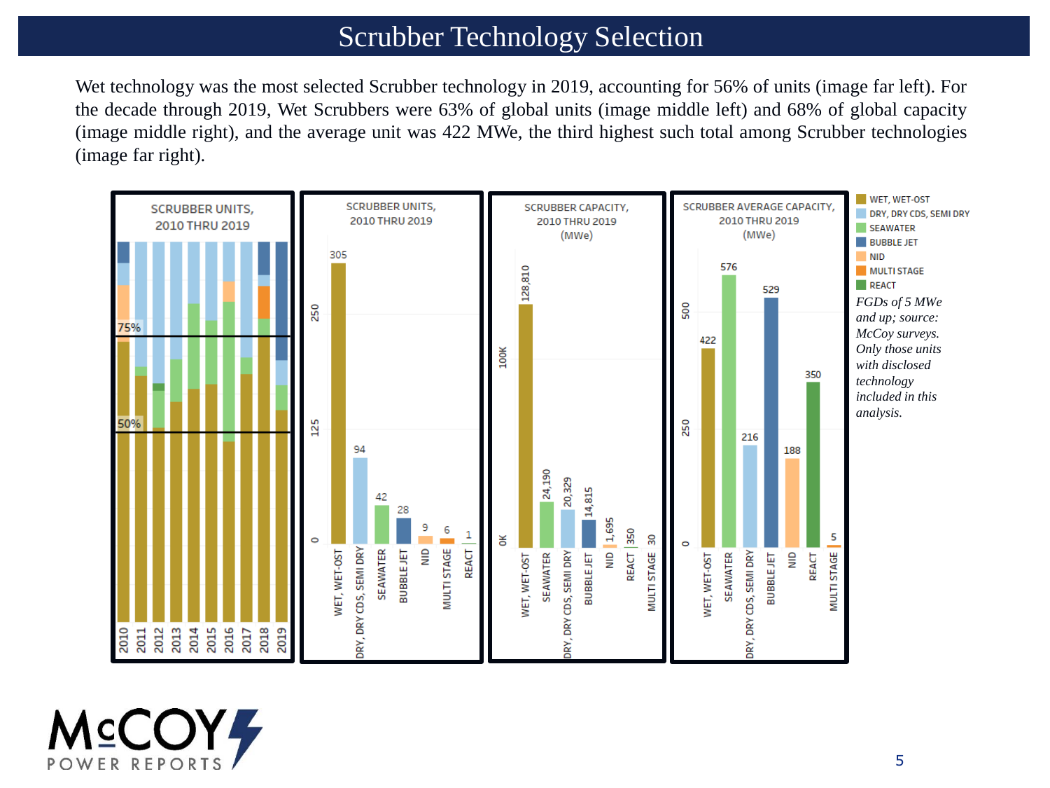# Scrubber Technology Selection

Wet technology was the most selected Scrubber technology in 2019, accounting for 56% of units (image far left). For the decade through 2019, Wet Scrubbers were 63% of global units (image middle left) and 68% of global capacity (image middle right), and the average unit was 422 MWe, the third highest such total among Scrubber technologies (image far right).

**SCRUBBER UNITS, 2010 THRU 2019**

| Technology | Units |
|---|---|
| WET, WET-OST | 305 |
| DRY, DRY CDS, SEMI DRY | 94 |
| SEAWATER | 42 |
| BUBBLE JET | 28 |
| NID | 9 |
| MULTI STAGE | 6 |
| REACT | 1 |

**SCRUBBER CAPACITY, 2010 THRU 2019 (MWe)**

| Technology | Capacity (MWe) |
|---|---|
| WET, WET-OST | 128,810 |
| SEAWATER | 24,190 |
| DRY, DRY CDS, SEMI DRY | 20,329 |
| BUBBLE JET | 14,815 |
| NID | 1,695 |
| REACT | 350 |
| MULTI STAGE | 30 |

**SCRUBBER AVERAGE CAPACITY, 2010 THRU 2019 (MWe)**

| Technology | Average Capacity (MWe) |
|---|---|
| WET, WET-OST | 422 |
| SEAWATER | 576 |
| DRY, DRY CDS, SEMI DRY | 216 |
| BUBBLE JET | 529 |
| NID | 188 |
| REACT | 350 |
| MULTI STAGE | 5 |

Legend: WET, WET-OST; DRY, DRY CDS, SEMI DRY; SEAWATER; BUBBLE JET; NID; MULTI STAGE; REACT

*FGDs of 5 MWe and up; source: McCoy surveys. Only those units with disclosed technology included in this analysis.*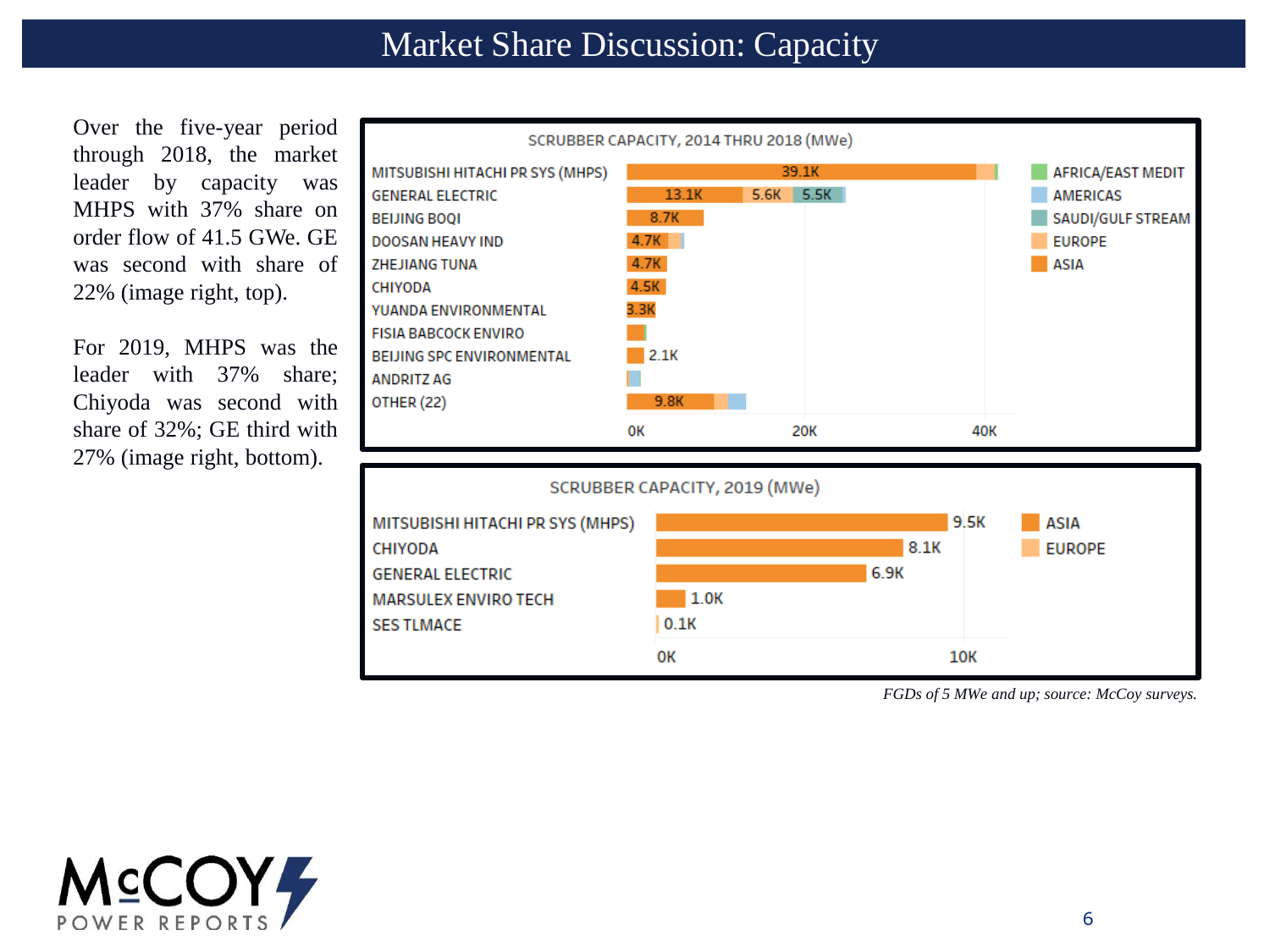# Market Share Discussion: Capacity

Over the five-year period through 2018, the market leader by capacity was MHPS with 37% share on order flow of 41.5 GWe. GE was second with share of 22% (image right, top).

For 2019, MHPS was the leader with 37% share; Chiyoda was second with share of 32%; GE third with 27% (image right, bottom).

**SCRUBBER CAPACITY, 2014 THRU 2018 (MWe)**

| Supplier | Labeled values |
|---|---|
| MITSUBISHI HITACHI PR SYS (MHPS) | 39.1K |
| GENERAL ELECTRIC | 13.1K; 5.6K; 5.5K |
| BEIJING BOQI | 8.7K |
| DOOSAN HEAVY IND | 4.7K |
| ZHEJIANG TUNA | 4.7K |
| CHIYODA | 4.5K |
| YUANDA ENVIRONMENTAL | 3.3K |
| FISIA BABCOCK ENVIRO | |
| BEIJING SPC ENVIRONMENTAL | 2.1K |
| ANDRITZ AG | |
| OTHER (22) | 9.8K |

Legend: AFRICA/EAST MEDIT, AMERICAS, SAUDI/GULF STREAM, EUROPE, ASIA

**SCRUBBER CAPACITY, 2019 (MWe)**

| Supplier | Capacity |
|---|---|
| MITSUBISHI HITACHI PR SYS (MHPS) | 9.5K |
| CHIYODA | 8.1K |
| GENERAL ELECTRIC | 6.9K |
| MARSULEX ENVIRO TECH | 1.0K |
| SES TLMACE | 0.1K |

Legend: ASIA, EUROPE

*FGDs of 5 MWe and up; source: McCoy surveys.*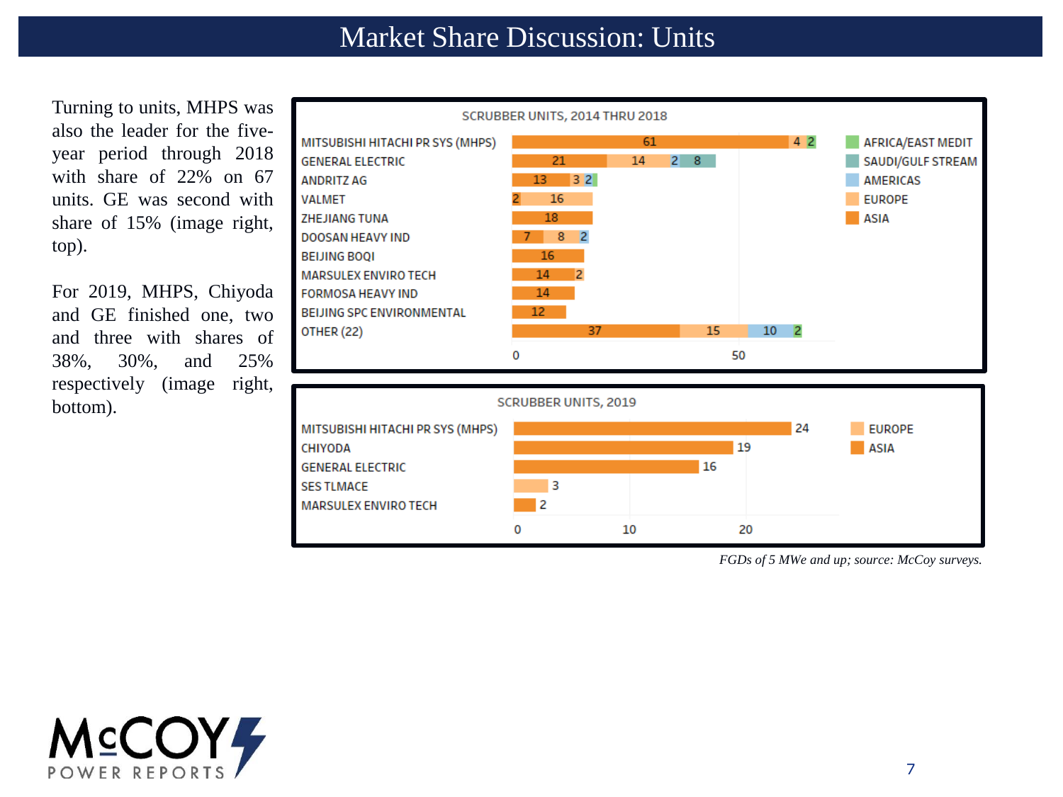# Market Share Discussion: Units

Turning to units, MHPS was also the leader for the five-year period through 2018 with share of 22% on 67 units. GE was second with share of 15% (image right, top).

For 2019, MHPS, Chiyoda and GE finished one, two and three with shares of 38%, 30%, and 25% respectively (image right, bottom).

**SCRUBBER UNITS, 2014 THRU 2018**

| Company | Asia | Europe | Americas | Saudi/Gulf Stream | Africa/East Medit |
|---|---|---|---|---|---|
| MITSUBISHI HITACHI PR SYS (MHPS) | 61 | 4 | | | 2 |
| GENERAL ELECTRIC | 21 | 14 | 2 | 8 | |
| ANDRITZ AG | 13 | 3 | | | 2 |
| VALMET | 2 | 16 | | | |
| ZHEJIANG TUNA | 18 | | | | |
| DOOSAN HEAVY IND | 7 | 8 | 2 | | |
| BEIJING BOQI | 16 | | | | |
| MARSULEX ENVIRO TECH | 14 | 2 | | | |
| FORMOSA HEAVY IND | 14 | | | | |
| BEIJING SPC ENVIRONMENTAL | 12 | | | | |
| OTHER (22) | 37 | 15 | 10 | | 2 |

**SCRUBBER UNITS, 2019**

| Company | Units |
|---|---|
| MITSUBISHI HITACHI PR SYS (MHPS) | 24 |
| CHIYODA | 19 |
| GENERAL ELECTRIC | 16 |
| SES TLMACE | 3 |
| MARSULEX ENVIRO TECH | 2 |

*FGDs of 5 MWe and up; source: McCoy surveys.*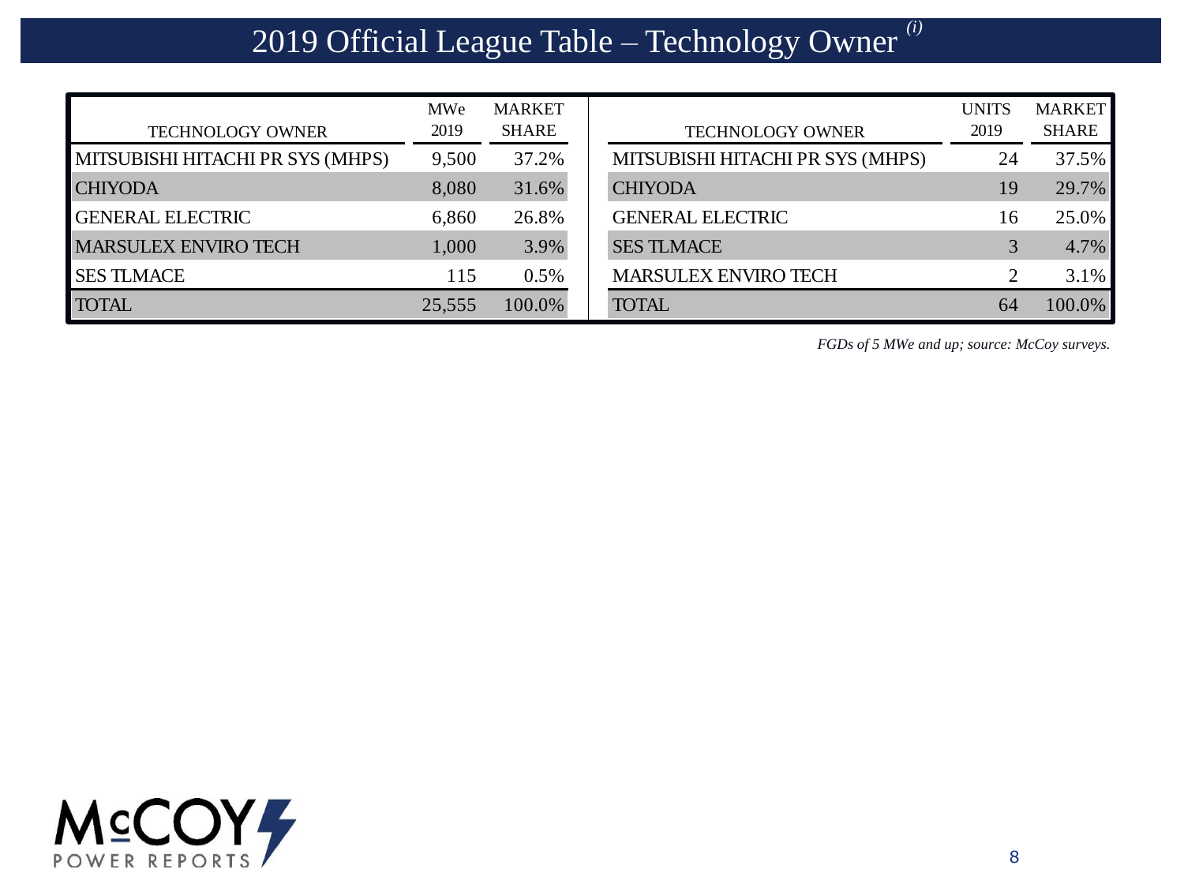# 2019 Official League Table – Technology Owner (i)

| TECHNOLOGY OWNER | MWe 2019 | MARKET SHARE |
|---|---|---|
| MITSUBISHI HITACHI PR SYS (MHPS) | 9,500 | 37.2% |
| CHIYODA | 8,080 | 31.6% |
| GENERAL ELECTRIC | 6,860 | 26.8% |
| MARSULEX ENVIRO TECH | 1,000 | 3.9% |
| SES TLMACE | 115 | 0.5% |
| TOTAL | 25,555 | 100.0% |

| TECHNOLOGY OWNER | UNITS 2019 | MARKET SHARE |
|---|---|---|
| MITSUBISHI HITACHI PR SYS (MHPS) | 24 | 37.5% |
| CHIYODA | 19 | 29.7% |
| GENERAL ELECTRIC | 16 | 25.0% |
| SES TLMACE | 3 | 4.7% |
| MARSULEX ENVIRO TECH | 2 | 3.1% |
| TOTAL | 64 | 100.0% |

*FGDs of 5 MWe and up; source: McCoy surveys.*

McCOY POWER REPORTS